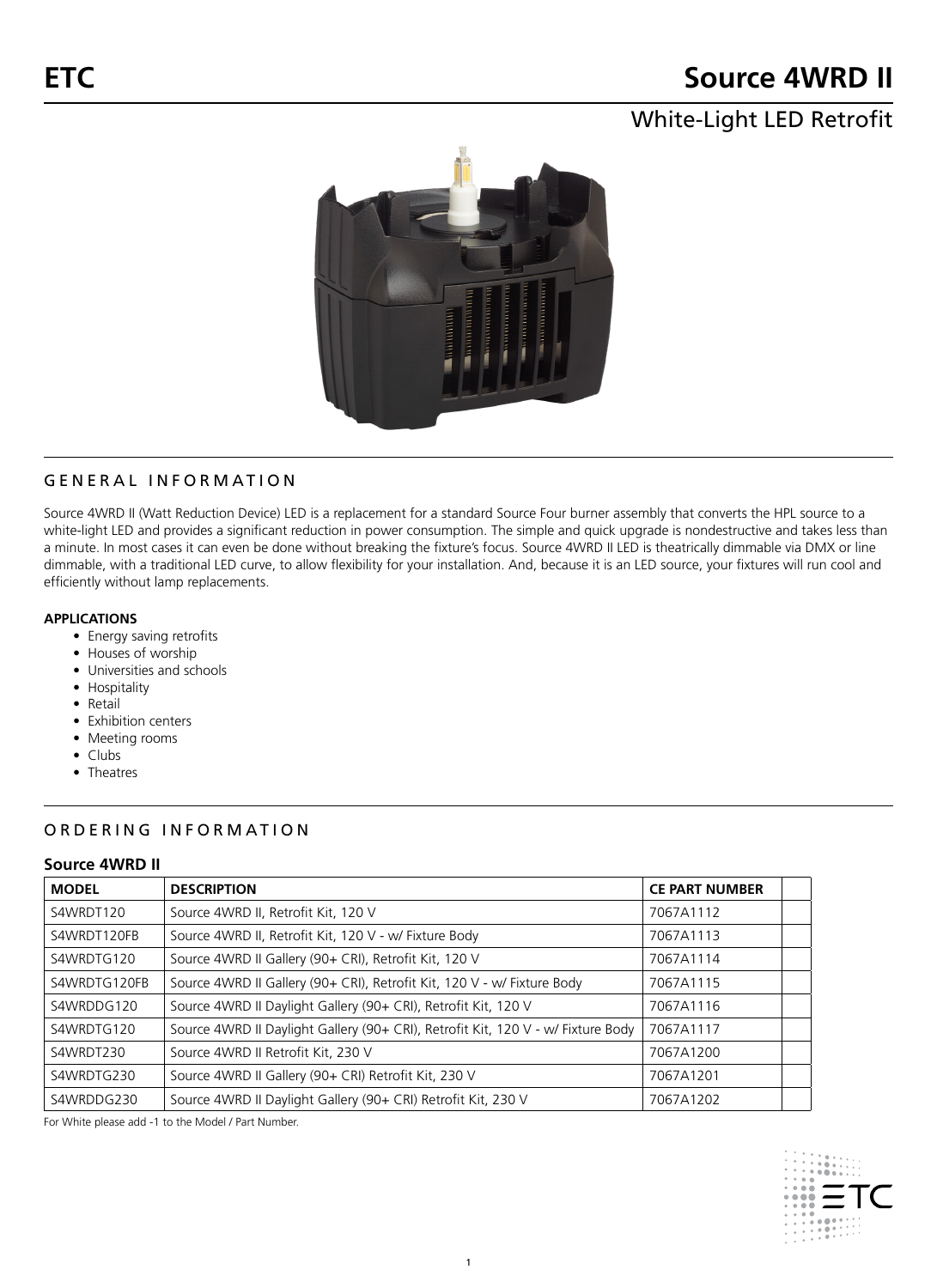# ETC

# Source 4WRD II

## White-Light LED Retrofit

## GENERAL INFORMATION

Source 4WRD II (Watt Reduction Device) LED is a replacement for a standard Source Four burner assembly that converts the HPL source to a white-light LED and provides a significant reduction in power consumption. The simple and quick upgrade is nondestructive and takes less than a minute. In most cases it can even be done without breaking the fixture's focus. Source 4WRD II LED is theatrically dimmable via DMX or line dimmable, with a traditional LED curve, to allow flexibility for your installation. And, because it is an LED source, your fixtures will run cool and efficiently without lamp replacements.

**APPLICATIONS**

- Energy saving retrofits
- Houses of worship
- Universities and schools
- Hospitality
- Retail
- Exhibition centers
- Meeting rooms
- Clubs
- Theatres

## ORDERING INFORMATION

### Source 4WRD II

| MODEL | DESCRIPTION | CE PART NUMBER | |
|---|---|---|---|
| S4WRDT120 | Source 4WRD II, Retrofit Kit, 120 V | 7067A1112 | |
| S4WRDT120FB | Source 4WRD II, Retrofit Kit, 120 V - w/ Fixture Body | 7067A1113 | |
| S4WRDTG120 | Source 4WRD II Gallery (90+ CRI), Retrofit Kit, 120 V | 7067A1114 | |
| S4WRDTG120FB | Source 4WRD II Gallery (90+ CRI), Retrofit Kit, 120 V - w/ Fixture Body | 7067A1115 | |
| S4WRDDG120 | Source 4WRD II Daylight Gallery (90+ CRI), Retrofit Kit, 120 V | 7067A1116 | |
| S4WRDTG120 | Source 4WRD II Daylight Gallery (90+ CRI), Retrofit Kit, 120 V - w/ Fixture Body | 7067A1117 | |
| S4WRDT230 | Source 4WRD II Retrofit Kit, 230 V | 7067A1200 | |
| S4WRDTG230 | Source 4WRD II Gallery (90+ CRI) Retrofit Kit, 230 V | 7067A1201 | |
| S4WRDDG230 | Source 4WRD II Daylight Gallery (90+ CRI) Retrofit Kit, 230 V | 7067A1202 | |

For White please add -1 to the Model / Part Number.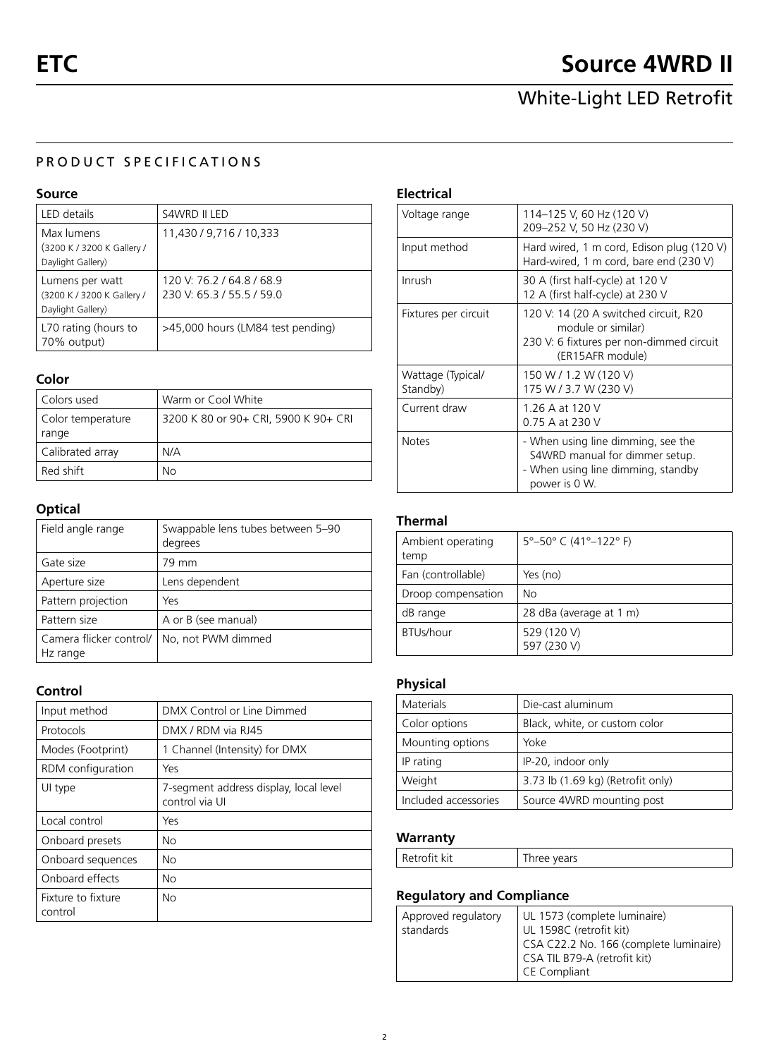# ETC

# Source 4WRD II

## White-Light LED Retrofit

## PRODUCT SPECIFICATIONS

### Source

| | |
|---|---|
| LED details | S4WRD II LED |
| Max lumens (3200 K / 3200 K Gallery / Daylight Gallery) | 11,430 / 9,716 / 10,333 |
| Lumens per watt (3200 K / 3200 K Gallery / Daylight Gallery) | 120 V: 76.2 / 64.8 / 68.9<br>230 V: 65.3 / 55.5 / 59.0 |
| L70 rating (hours to 70% output) | >45,000 hours (LM84 test pending) |

### Color

| | |
|---|---|
| Colors used | Warm or Cool White |
| Color temperature range | 3200 K 80 or 90+ CRI, 5900 K 90+ CRI |
| Calibrated array | N/A |
| Red shift | No |

### Optical

| | |
|---|---|
| Field angle range | Swappable lens tubes between 5–90 degrees |
| Gate size | 79 mm |
| Aperture size | Lens dependent |
| Pattern projection | Yes |
| Pattern size | A or B (see manual) |
| Camera flicker control/ Hz range | No, not PWM dimmed |

### Control

| | |
|---|---|
| Input method | DMX Control or Line Dimmed |
| Protocols | DMX / RDM via RJ45 |
| Modes (Footprint) | 1 Channel (Intensity) for DMX |
| RDM configuration | Yes |
| UI type | 7-segment address display, local level control via UI |
| Local control | Yes |
| Onboard presets | No |
| Onboard sequences | No |
| Onboard effects | No |
| Fixture to fixture control | No |

### Electrical

| | |
|---|---|
| Voltage range | 114–125 V, 60 Hz (120 V)<br>209–252 V, 50 Hz (230 V) |
| Input method | Hard wired, 1 m cord, Edison plug (120 V)<br>Hard-wired, 1 m cord, bare end (230 V) |
| Inrush | 30 A (first half-cycle) at 120 V<br>12 A (first half-cycle) at 230 V |
| Fixtures per circuit | 120 V: 14 (20 A switched circuit, R20 module or similar)<br>230 V: 6 fixtures per non-dimmed circuit (ER15AFR module) |
| Wattage (Typical/ Standby) | 150 W / 1.2 W (120 V)<br>175 W / 3.7 W (230 V) |
| Current draw | 1.26 A at 120 V<br>0.75 A at 230 V |
| Notes | - When using line dimming, see the S4WRD manual for dimmer setup.<br>- When using line dimming, standby power is 0 W. |

### Thermal

| | |
|---|---|
| Ambient operating temp | 5°–50° C (41°–122° F) |
| Fan (controllable) | Yes (no) |
| Droop compensation | No |
| dB range | 28 dBa (average at 1 m) |
| BTUs/hour | 529 (120 V)<br>597 (230 V) |

### Physical

| | |
|---|---|
| Materials | Die-cast aluminum |
| Color options | Black, white, or custom color |
| Mounting options | Yoke |
| IP rating | IP-20, indoor only |
| Weight | 3.73 lb (1.69 kg) (Retrofit only) |
| Included accessories | Source 4WRD mounting post |

### Warranty

| | |
|---|---|
| Retrofit kit | Three years |

### Regulatory and Compliance

| | |
|---|---|
| Approved regulatory standards | UL 1573 (complete luminaire)<br>UL 1598C (retrofit kit)<br>CSA C22.2 No. 166 (complete luminaire)<br>CSA TIL B79-A (retrofit kit)<br>CE Compliant |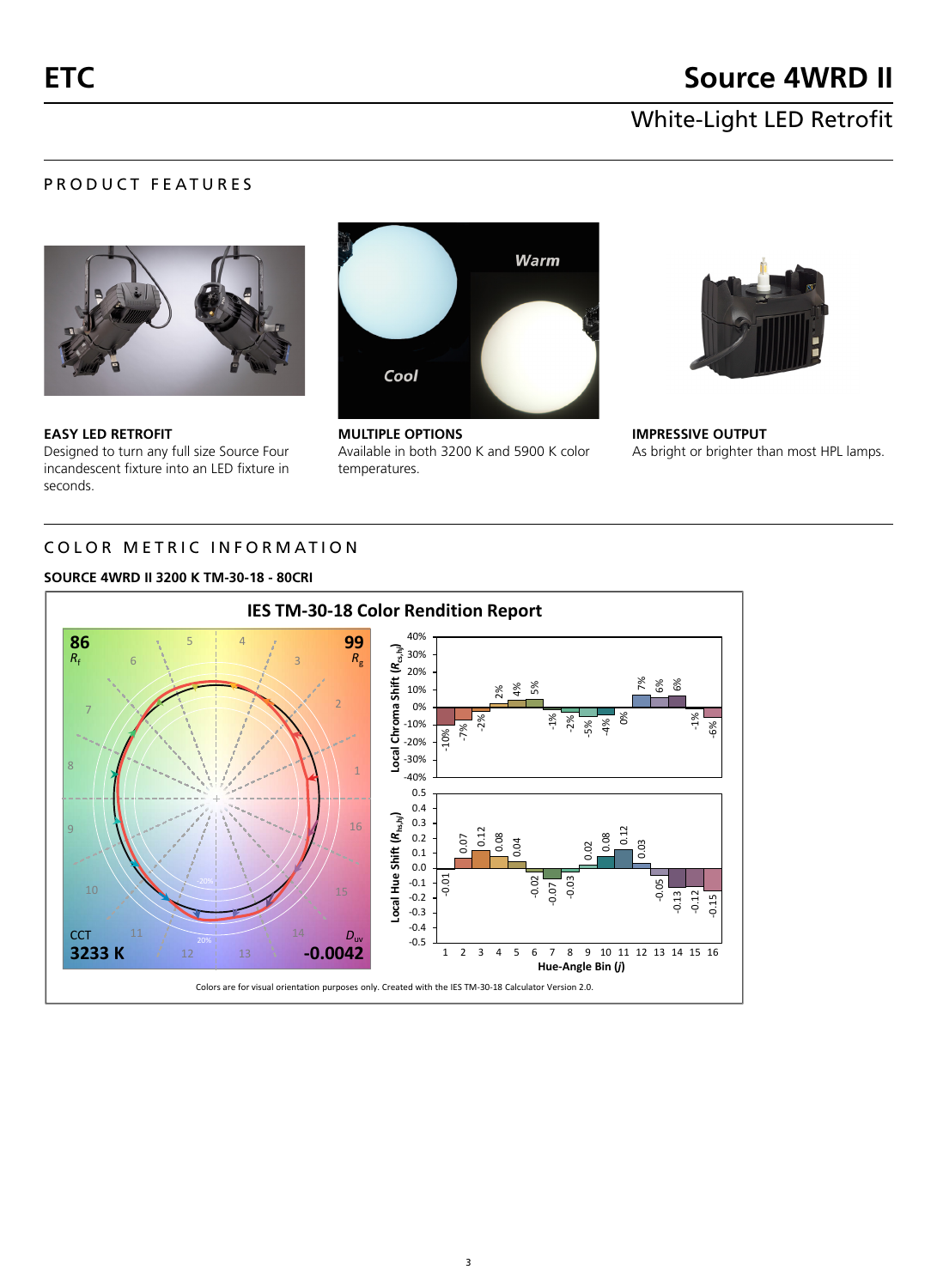## PRODUCT FEATURES

**EASY LED RETROFIT**
Designed to turn any full size Source Four incandescent fixture into an LED fixture in seconds.

**MULTIPLE OPTIONS**
Available in both 3200 K and 5900 K color temperatures.

**IMPRESSIVE OUTPUT**
As bright or brighter than most HPL lamps.

## COLOR METRIC INFORMATION

### SOURCE 4WRD II 3200 K TM-30-18 - 80CRI

**IES TM-30-18 Color Rendition Report**

$R_f$: 86

$R_g$: 99

CCT: 3233 K

$D_{uv}$: -0.0042

| Hue-Angle Bin ($j$) | 1 | 2 | 3 | 4 | 5 | 6 | 7 | 8 | 9 | 10 | 11 | 12 | 13 | 14 | 15 | 16 |
|---|---|---|---|---|---|---|---|---|---|---|---|---|---|---|---|---|
| Local Chroma Shift ($R_{cs,hj}$) | -10% | -7% | -2% | 2% | 4% | 5% | -1% | -2% | -5% | -4% | 0% | 7% | 6% | 6% | -1% | -6% |
| Local Hue Shift ($R_{hs,hj}$) | -0.01 | 0.07 | 0.12 | 0.08 | 0.04 | -0.02 | -0.07 | -0.03 | 0.02 | 0.08 | 0.12 | 0.03 | -0.05 | -0.13 | -0.12 | -0.15 |

Colors are for visual orientation purposes only. Created with the IES TM-30-18 Calculator Version 2.0.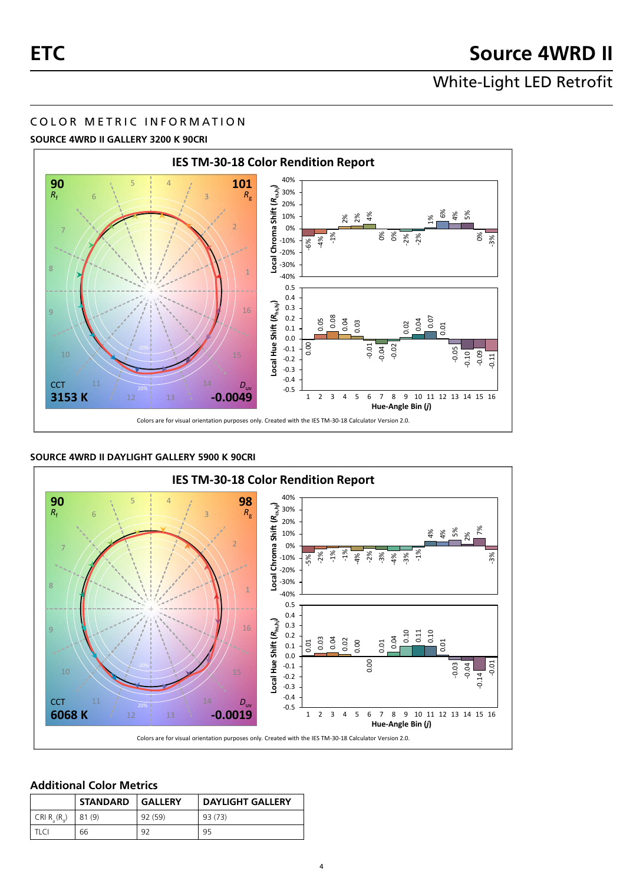# COLOR METRIC INFORMATION

### SOURCE 4WRD II GALLERY 3200 K 90CRI

**IES TM-30-18 Color Rendition Report**

$R_f$ 90 | $R_g$ 101 | CCT 3153 K | $D_{uv}$ -0.0049

Local Chroma Shift ($R_{cs,hj}$) by Hue-Angle Bin ($j$) 1–16: -6%, -4%, -1%, 2%, 2%, 4%, 0%, 0%, -2%, -2%, 1%, 6%, 4%, 5%, 0%, -3%

Local Hue Shift ($R_{hs,hj}$) by Hue-Angle Bin ($j$) 1–16: 0.00, 0.05, 0.08, 0.04, 0.03, -0.01, -0.04, -0.02, 0.02, 0.04, 0.07, 0.01, -0.05, -0.10, -0.09, -0.11

Colors are for visual orientation purposes only. Created with the IES TM-30-18 Calculator Version 2.0.

### SOURCE 4WRD II DAYLIGHT GALLERY 5900 K 90CRI

**IES TM-30-18 Color Rendition Report**

$R_f$ 90 | $R_g$ 98 | CCT 6068 K | $D_{uv}$ -0.0019

Local Chroma Shift ($R_{cs,hj}$) by Hue-Angle Bin ($j$) 1–16: -5%, -2%, -1%, -1%, -4%, -2%, -3%, -4%, -3%, -1%, 4%, 4%, 5%, 2%, 7%, -3%

Local Hue Shift ($R_{hs,hj}$) by Hue-Angle Bin ($j$) 1–16: 0.01, 0.03, 0.04, 0.02, 0.00, 0.00, 0.01, 0.04, 0.10, 0.11, 0.10, 0.01, -0.03, -0.04, -0.14, -0.01

Colors are for visual orientation purposes only. Created with the IES TM-30-18 Calculator Version 2.0.

## Additional Color Metrics

| | STANDARD | GALLERY | DAYLIGHT GALLERY |
|---|---|---|---|
| CRI $R_a$ ($R_9$) | 81 (9) | 92 (59) | 93 (73) |
| TLCI | 66 | 92 | 95 |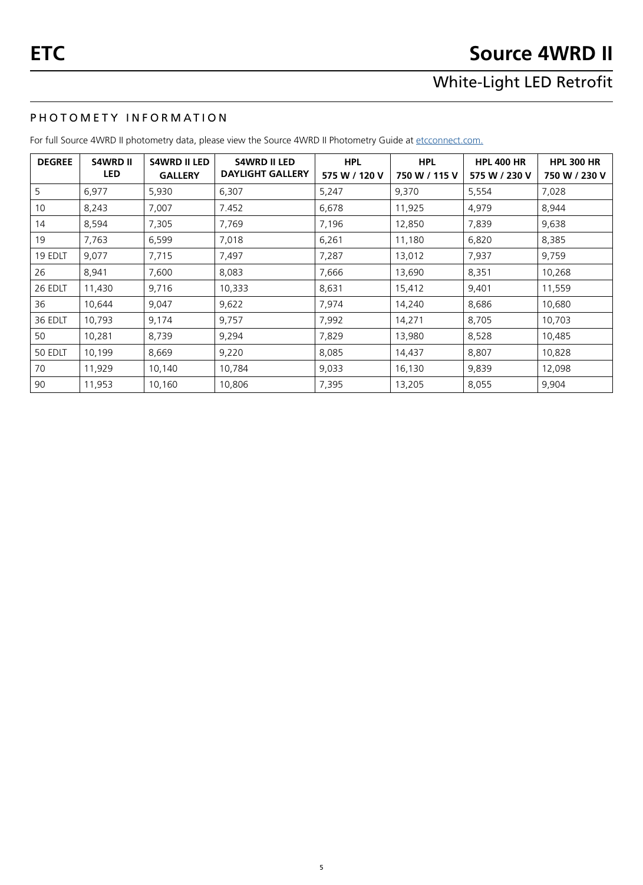## PHOTOMETY INFORMATION

For full Source 4WRD II photometry data, please view the Source 4WRD II Photometry Guide at etcconnect.com.

| DEGREE | S4WRD II LED | S4WRD II LED GALLERY | S4WRD II LED DAYLIGHT GALLERY | HPL 575 W / 120 V | HPL 750 W / 115 V | HPL 400 HR 575 W / 230 V | HPL 300 HR 750 W / 230 V |
|---|---|---|---|---|---|---|---|
| 5 | 6,977 | 5,930 | 6,307 | 5,247 | 9,370 | 5,554 | 7,028 |
| 10 | 8,243 | 7,007 | 7.452 | 6,678 | 11,925 | 4,979 | 8,944 |
| 14 | 8,594 | 7,305 | 7,769 | 7,196 | 12,850 | 7,839 | 9,638 |
| 19 | 7,763 | 6,599 | 7,018 | 6,261 | 11,180 | 6,820 | 8,385 |
| 19 EDLT | 9,077 | 7,715 | 7,497 | 7,287 | 13,012 | 7,937 | 9,759 |
| 26 | 8,941 | 7,600 | 8,083 | 7,666 | 13,690 | 8,351 | 10,268 |
| 26 EDLT | 11,430 | 9,716 | 10,333 | 8,631 | 15,412 | 9,401 | 11,559 |
| 36 | 10,644 | 9,047 | 9,622 | 7,974 | 14,240 | 8,686 | 10,680 |
| 36 EDLT | 10,793 | 9,174 | 9,757 | 7,992 | 14,271 | 8,705 | 10,703 |
| 50 | 10,281 | 8,739 | 9,294 | 7,829 | 13,980 | 8,528 | 10,485 |
| 50 EDLT | 10,199 | 8,669 | 9,220 | 8,085 | 14,437 | 8,807 | 10,828 |
| 70 | 11,929 | 10,140 | 10,784 | 9,033 | 16,130 | 9,839 | 12,098 |
| 90 | 11,953 | 10,160 | 10,806 | 7,395 | 13,205 | 8,055 | 9,904 |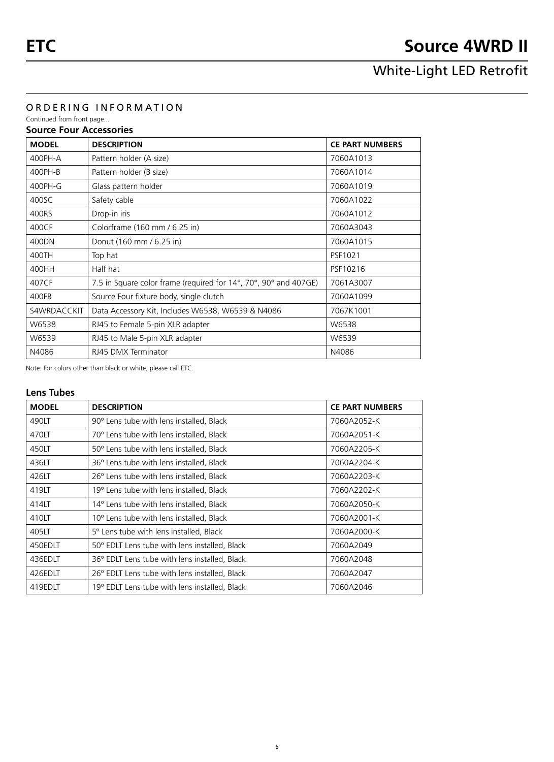## ORDERING INFORMATION

Continued from front page...

### Source Four Accessories

| MODEL | DESCRIPTION | CE PART NUMBERS |
|---|---|---|
| 400PH-A | Pattern holder (A size) | 7060A1013 |
| 400PH-B | Pattern holder (B size) | 7060A1014 |
| 400PH-G | Glass pattern holder | 7060A1019 |
| 400SC | Safety cable | 7060A1022 |
| 400RS | Drop-in iris | 7060A1012 |
| 400CF | Colorframe (160 mm / 6.25 in) | 7060A3043 |
| 400DN | Donut (160 mm / 6.25 in) | 7060A1015 |
| 400TH | Top hat | PSF1021 |
| 400HH | Half hat | PSF10216 |
| 407CF | 7.5 in Square color frame (required for 14°, 70°, 90° and 407GE) | 7061A3007 |
| 400FB | Source Four fixture body, single clutch | 7060A1099 |
| S4WRDACCKIT | Data Accessory Kit, Includes W6538, W6539 & N4086 | 7067K1001 |
| W6538 | RJ45 to Female 5-pin XLR adapter | W6538 |
| W6539 | RJ45 to Male 5-pin XLR adapter | W6539 |
| N4086 | RJ45 DMX Terminator | N4086 |

Note: For colors other than black or white, please call ETC.

### Lens Tubes

| MODEL | DESCRIPTION | CE PART NUMBERS |
|---|---|---|
| 490LT | 90º Lens tube with lens installed, Black | 7060A2052-K |
| 470LT | 70º Lens tube with lens installed, Black | 7060A2051-K |
| 450LT | 50º Lens tube with lens installed, Black | 7060A2205-K |
| 436LT | 36º Lens tube with lens installed, Black | 7060A2204-K |
| 426LT | 26º Lens tube with lens installed, Black | 7060A2203-K |
| 419LT | 19º Lens tube with lens installed, Black | 7060A2202-K |
| 414LT | 14º Lens tube with lens installed, Black | 7060A2050-K |
| 410LT | 10º Lens tube with lens installed, Black | 7060A2001-K |
| 405LT | 5º Lens tube with lens installed, Black | 7060A2000-K |
| 450EDLT | 50º EDLT Lens tube with lens installed, Black | 7060A2049 |
| 436EDLT | 36º EDLT Lens tube with lens installed, Black | 7060A2048 |
| 426EDLT | 26º EDLT Lens tube with lens installed, Black | 7060A2047 |
| 419EDLT | 19º EDLT Lens tube with lens installed, Black | 7060A2046 |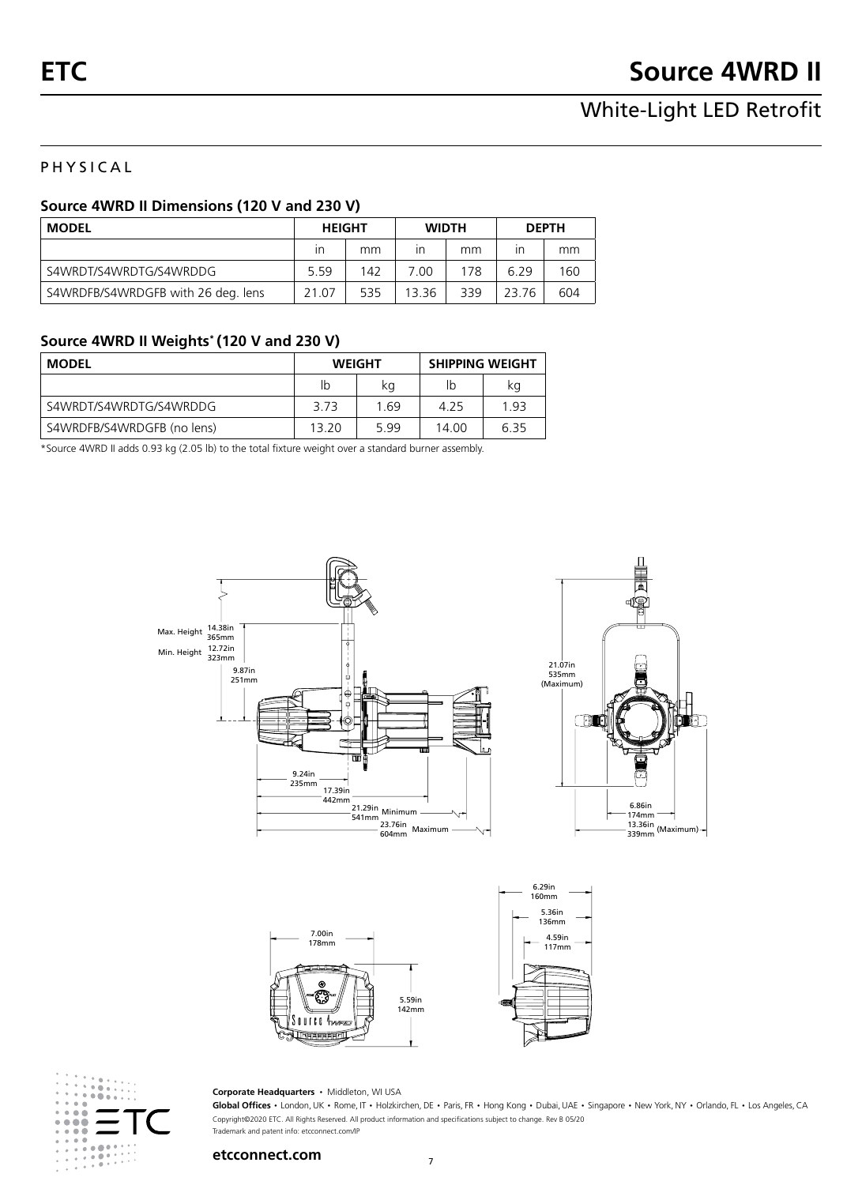# Source 4WRD II

## White-Light LED Retrofit

PHYSICAL

### Source 4WRD II Dimensions (120 V and 230 V)

| MODEL | HEIGHT | | WIDTH | | DEPTH | |
|---|---|---|---|---|---|---|
| | in | mm | in | mm | in | mm |
| S4WRDT/S4WRDTG/S4WRDDG | 5.59 | 142 | 7.00 | 178 | 6.29 | 160 |
| S4WRDFB/S4WRDGFB with 26 deg. lens | 21.07 | 535 | 13.36 | 339 | 23.76 | 604 |

### Source 4WRD II Weights* (120 V and 230 V)

| MODEL | WEIGHT | | SHIPPING WEIGHT | |
|---|---|---|---|---|
| | lb | kg | lb | kg |
| S4WRDT/S4WRDTG/S4WRDDG | 3.73 | 1.69 | 4.25 | 1.93 |
| S4WRDFB/S4WRDGFB (no lens) | 13.20 | 5.99 | 14.00 | 6.35 |

*Source 4WRD II adds 0.93 kg (2.05 lb) to the total fixture weight over a standard burner assembly.

Max. Height 14.38in 365mm
Min. Height 12.72in 323mm
9.87in 251mm
9.24in 235mm
17.39in 442mm
21.29in 541mm Minimum
23.76in 604mm Maximum

21.07in 535mm (Maximum)
6.86in 174mm
13.36in 339mm (Maximum)

7.00in 178mm
5.59in 142mm

6.29in 160mm
5.36in 136mm
4.59in 117mm

**Corporate Headquarters** • Middleton, WI USA
**Global Offices** • London, UK • Rome, IT • Holzkirchen, DE • Paris, FR • Hong Kong • Dubai, UAE • Singapore • New York, NY • Orlando, FL • Los Angeles, CA
Copyright©2020 ETC. All Rights Reserved. All product information and specifications subject to change. Rev B 05/20
Trademark and patent info: etcconnect.com/IP

**etcconnect.com**